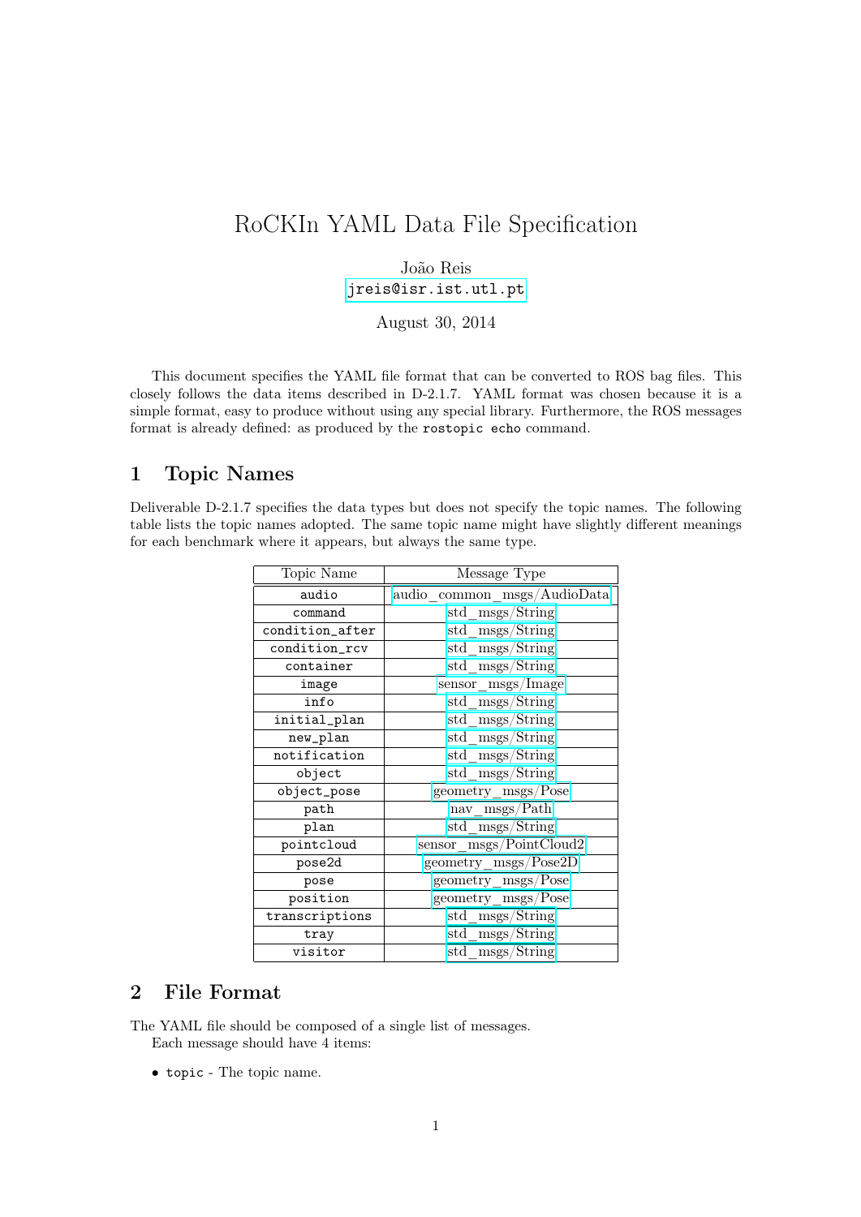# RoCKIn YAML Data File Specification

João Reis
jreis@isr.ist.utl.pt

August 30, 2014

This document specifies the YAML file format that can be converted to ROS bag files. This closely follows the data items described in D-2.1.7. YAML format was chosen because it is a simple format, easy to produce without using any special library. Furthermore, the ROS messages format is already defined: as produced by the `rostopic echo` command.

## 1 Topic Names

Deliverable D-2.1.7 specifies the data types but does not specify the topic names. The following table lists the topic names adopted. The same topic name might have slightly different meanings for each benchmark where it appears, but always the same type.

| Topic Name | Message Type |
|---|---|
| `audio` | audio_common_msgs/AudioData |
| `command` | std_msgs/String |
| `condition_after` | std_msgs/String |
| `condition_rcv` | std_msgs/String |
| `container` | std_msgs/String |
| `image` | sensor_msgs/Image |
| `info` | std_msgs/String |
| `initial_plan` | std_msgs/String |
| `new_plan` | std_msgs/String |
| `notification` | std_msgs/String |
| `object` | std_msgs/String |
| `object_pose` | geometry_msgs/Pose |
| `path` | nav_msgs/Path |
| `plan` | std_msgs/String |
| `pointcloud` | sensor_msgs/PointCloud2 |
| `pose2d` | geometry_msgs/Pose2D |
| `pose` | geometry_msgs/Pose |
| `position` | geometry_msgs/Pose |
| `transcriptions` | std_msgs/String |
| `tray` | std_msgs/String |
| `visitor` | std_msgs/String |

## 2 File Format

The YAML file should be composed of a single list of messages.

Each message should have 4 items:

- `topic` - The topic name.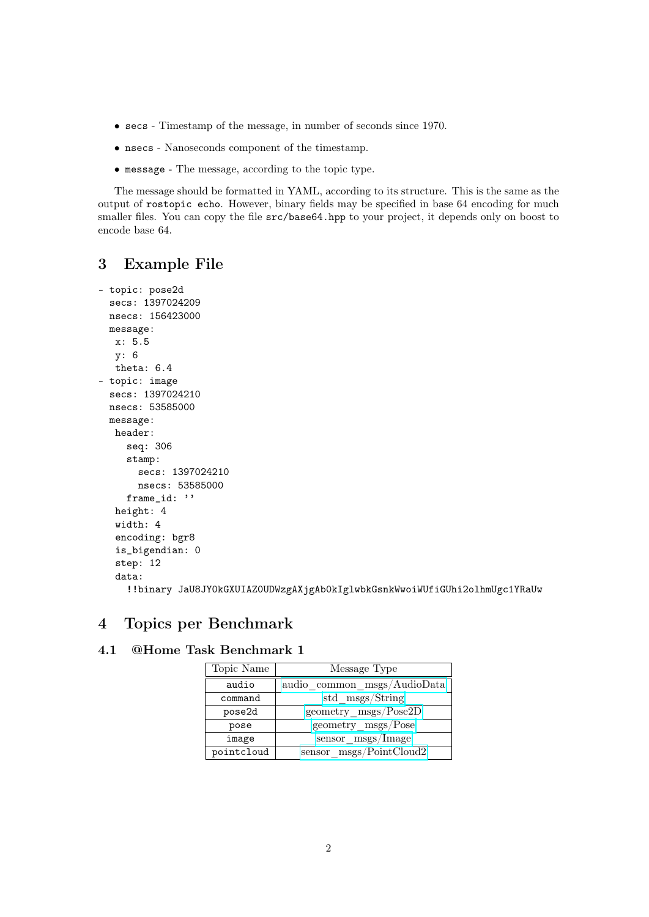- `secs` - Timestamp of the message, in number of seconds since 1970.
- `nsecs` - Nanoseconds component of the timestamp.
- `message` - The message, according to the topic type.

The message should be formatted in YAML, according to its structure. This is the same as the output of `rostopic echo`. However, binary fields may be specified in base 64 encoding for much smaller files. You can copy the file `src/base64.hpp` to your project, it depends only on boost to encode base 64.

## 3 Example File

```
- topic: pose2d
  secs: 1397024209
  nsecs: 156423000
  message:
   x: 5.5
   y: 6
   theta: 6.4
- topic: image
  secs: 1397024210
  nsecs: 53585000
  message:
   header:
     seq: 306
     stamp:
       secs: 1397024210
       nsecs: 53585000
     frame_id: ''
   height: 4
   width: 4
   encoding: bgr8
   is_bigendian: 0
   step: 12
   data:
     !!binary JaU8JY0kGXUIAZ0UDWzgAXjgAb0kIglwbkGsnkWwoiWUfiGUhi2olhmUgc1YRaUw
```

## 4 Topics per Benchmark

### 4.1 @Home Task Benchmark 1

| Topic Name | Message Type |
|---|---|
| audio | audio_common_msgs/AudioData |
| command | std_msgs/String |
| pose2d | geometry_msgs/Pose2D |
| pose | geometry_msgs/Pose |
| image | sensor_msgs/Image |
| pointcloud | sensor_msgs/PointCloud2 |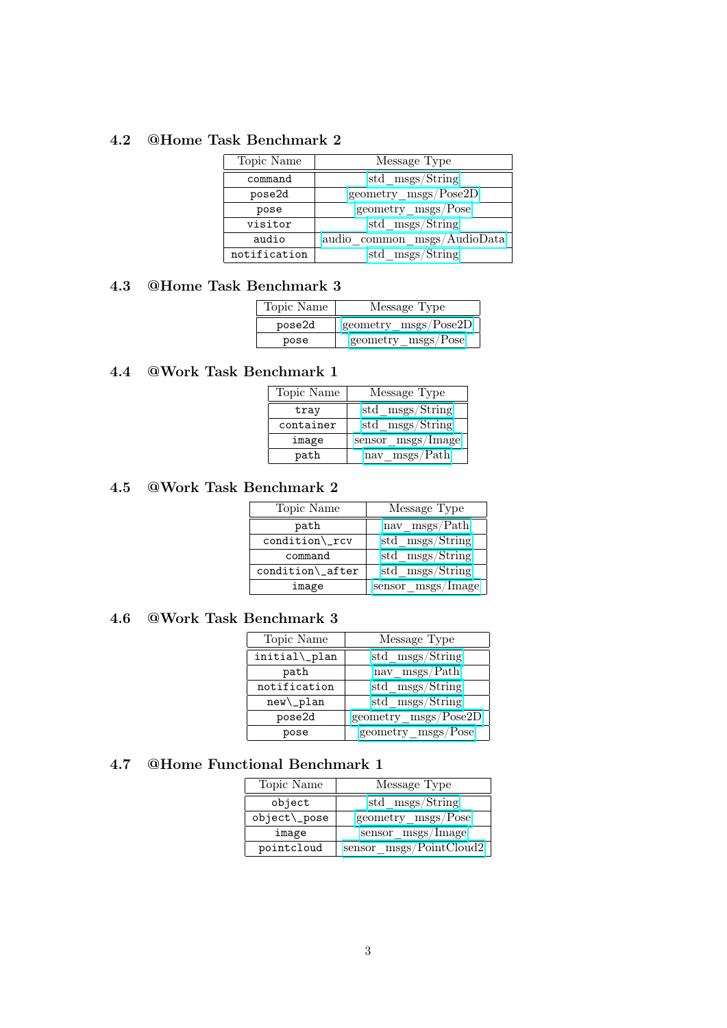### 4.2 @Home Task Benchmark 2

| Topic Name | Message Type |
|---|---|
| `command` | std_msgs/String |
| `pose2d` | geometry_msgs/Pose2D |
| `pose` | geometry_msgs/Pose |
| `visitor` | std_msgs/String |
| `audio` | audio_common_msgs/AudioData |
| `notification` | std_msgs/String |

### 4.3 @Home Task Benchmark 3

| Topic Name | Message Type |
|---|---|
| `pose2d` | geometry_msgs/Pose2D |
| `pose` | geometry_msgs/Pose |

### 4.4 @Work Task Benchmark 1

| Topic Name | Message Type |
|---|---|
| `tray` | std_msgs/String |
| `container` | std_msgs/String |
| `image` | sensor_msgs/Image |
| `path` | nav_msgs/Path |

### 4.5 @Work Task Benchmark 2

| Topic Name | Message Type |
|---|---|
| `path` | nav_msgs/Path |
| `condition\_rcv` | std_msgs/String |
| `command` | std_msgs/String |
| `condition\_after` | std_msgs/String |
| `image` | sensor_msgs/Image |

### 4.6 @Work Task Benchmark 3

| Topic Name | Message Type |
|---|---|
| `initial\_plan` | std_msgs/String |
| `path` | nav_msgs/Path |
| `notification` | std_msgs/String |
| `new\_plan` | std_msgs/String |
| `pose2d` | geometry_msgs/Pose2D |
| `pose` | geometry_msgs/Pose |

### 4.7 @Home Functional Benchmark 1

| Topic Name | Message Type |
|---|---|
| `object` | std_msgs/String |
| `object\_pose` | geometry_msgs/Pose |
| `image` | sensor_msgs/Image |
| `pointcloud` | sensor_msgs/PointCloud2 |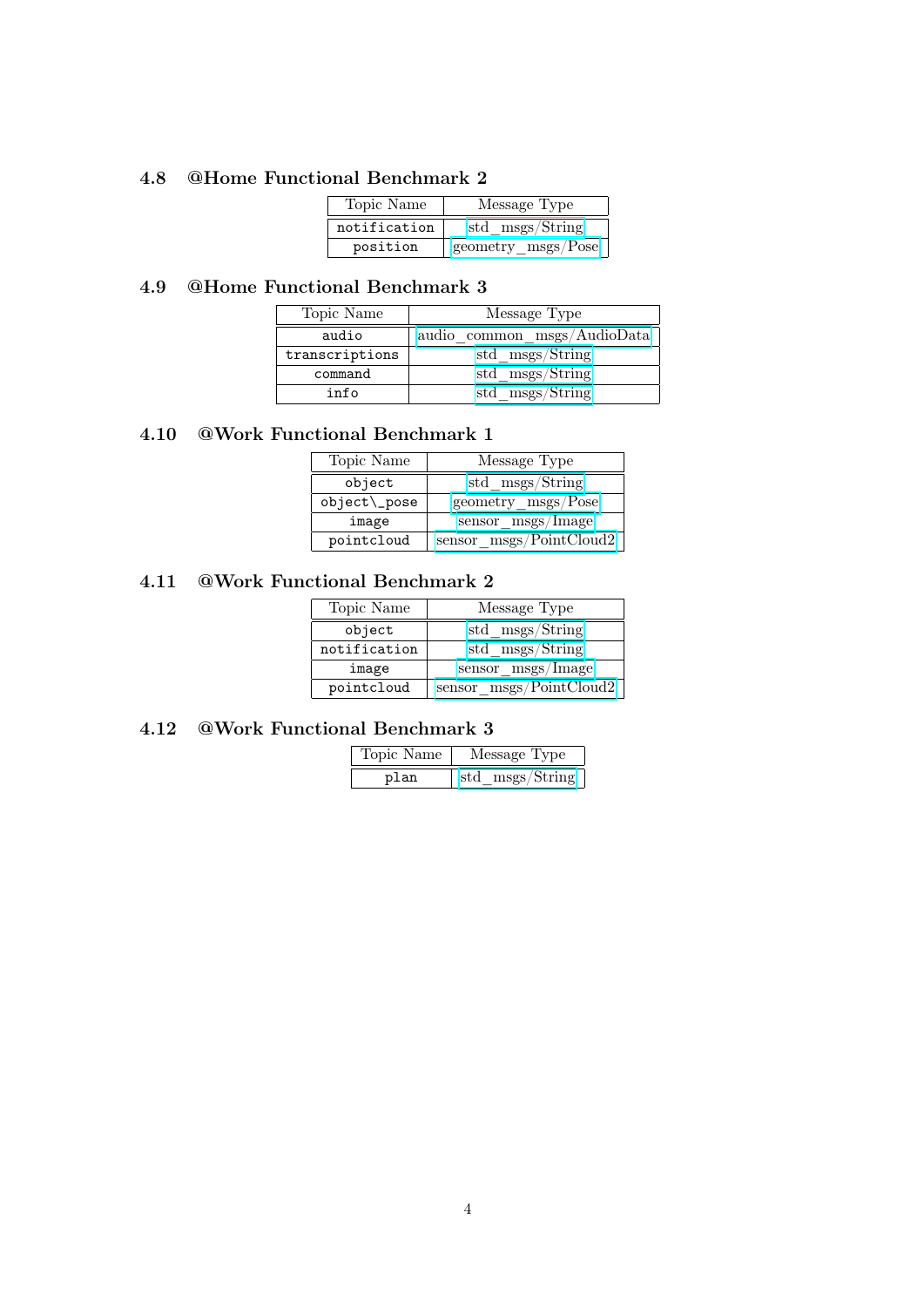### 4.8 @Home Functional Benchmark 2

| Topic Name | Message Type |
|---|---|
| `notification` | std_msgs/String |
| `position` | geometry_msgs/Pose |

### 4.9 @Home Functional Benchmark 3

| Topic Name | Message Type |
|---|---|
| `audio` | audio_common_msgs/AudioData |
| `transcriptions` | std_msgs/String |
| `command` | std_msgs/String |
| `info` | std_msgs/String |

### 4.10 @Work Functional Benchmark 1

| Topic Name | Message Type |
|---|---|
| `object` | std_msgs/String |
| `object\_pose` | geometry_msgs/Pose |
| `image` | sensor_msgs/Image |
| `pointcloud` | sensor_msgs/PointCloud2 |

### 4.11 @Work Functional Benchmark 2

| Topic Name | Message Type |
|---|---|
| `object` | std_msgs/String |
| `notification` | std_msgs/String |
| `image` | sensor_msgs/Image |
| `pointcloud` | sensor_msgs/PointCloud2 |

### 4.12 @Work Functional Benchmark 3

| Topic Name | Message Type |
|---|---|
| `plan` | std_msgs/String |